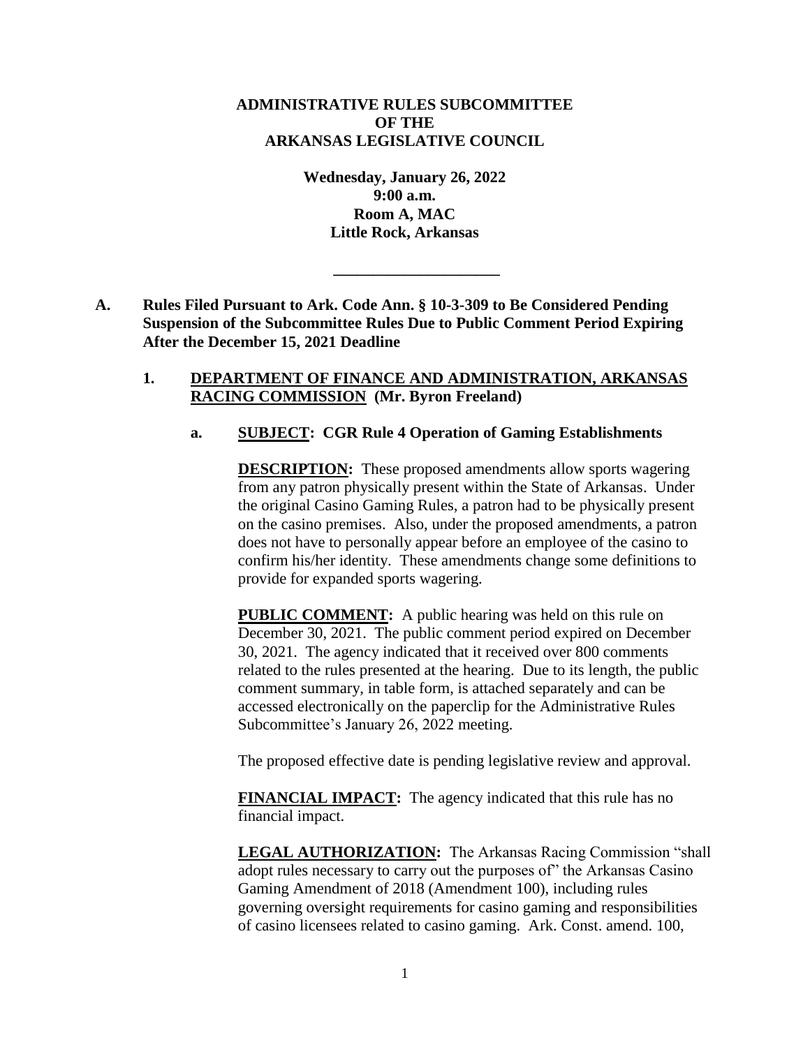**ADMINISTRATIVE RULES SUBCOMMITTEE**
**OF THE**
**ARKANSAS LEGISLATIVE COUNCIL**

**Wednesday, January 26, 2022**
**9:00 a.m.**
**Room A, MAC**
**Little Rock, Arkansas**

---

**A. Rules Filed Pursuant to Ark. Code Ann. § 10-3-309 to Be Considered Pending Suspension of the Subcommittee Rules Due to Public Comment Period Expiring After the December 15, 2021 Deadline**

**1. DEPARTMENT OF FINANCE AND ADMINISTRATION, ARKANSAS RACING COMMISSION (Mr. Byron Freeland)**

**a. SUBJECT: CGR Rule 4 Operation of Gaming Establishments**

**DESCRIPTION:** These proposed amendments allow sports wagering from any patron physically present within the State of Arkansas. Under the original Casino Gaming Rules, a patron had to be physically present on the casino premises. Also, under the proposed amendments, a patron does not have to personally appear before an employee of the casino to confirm his/her identity. These amendments change some definitions to provide for expanded sports wagering.

**PUBLIC COMMENT:** A public hearing was held on this rule on December 30, 2021. The public comment period expired on December 30, 2021. The agency indicated that it received over 800 comments related to the rules presented at the hearing. Due to its length, the public comment summary, in table form, is attached separately and can be accessed electronically on the paperclip for the Administrative Rules Subcommittee's January 26, 2022 meeting.

The proposed effective date is pending legislative review and approval.

**FINANCIAL IMPACT:** The agency indicated that this rule has no financial impact.

**LEGAL AUTHORIZATION:** The Arkansas Racing Commission "shall adopt rules necessary to carry out the purposes of" the Arkansas Casino Gaming Amendment of 2018 (Amendment 100), including rules governing oversight requirements for casino gaming and responsibilities of casino licensees related to casino gaming. Ark. Const. amend. 100,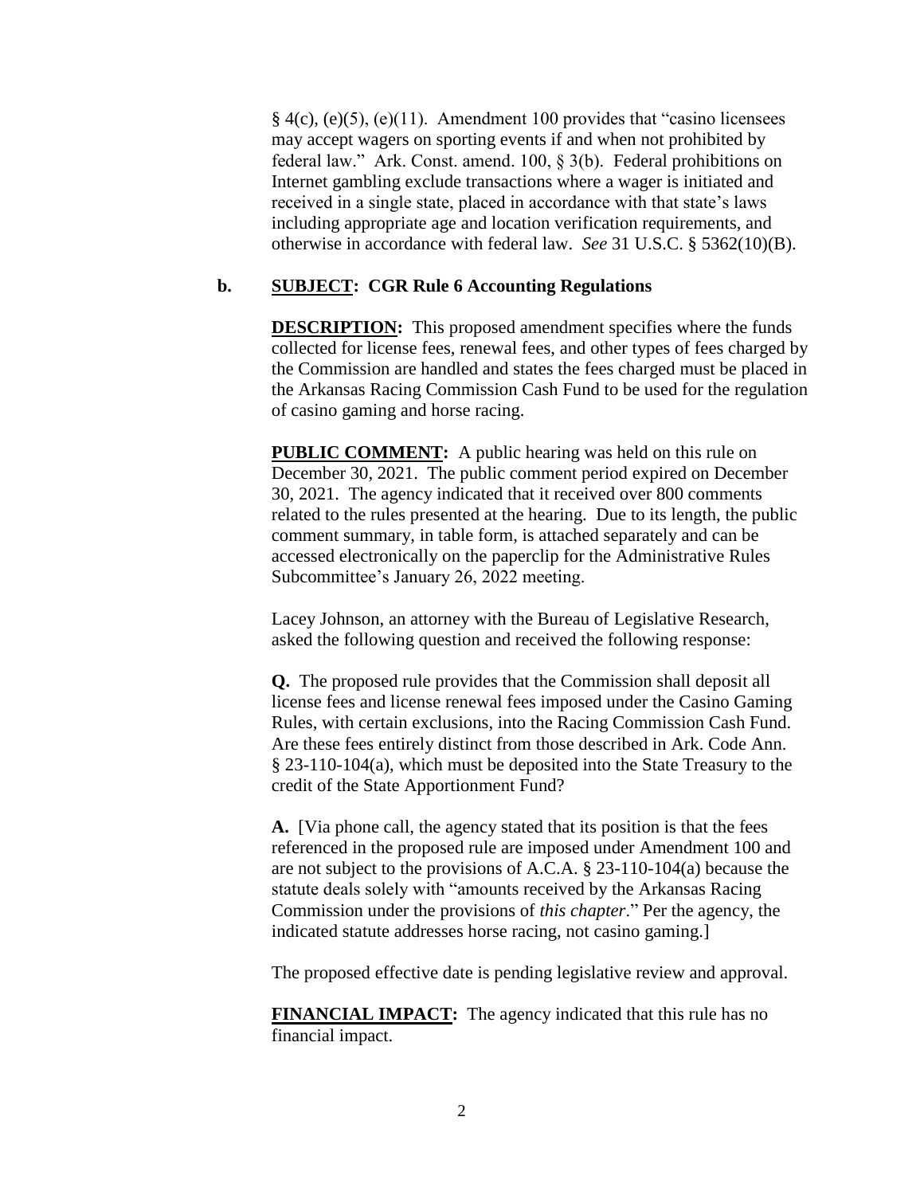§ 4(c), (e)(5), (e)(11). Amendment 100 provides that "casino licensees may accept wagers on sporting events if and when not prohibited by federal law." Ark. Const. amend. 100, § 3(b). Federal prohibitions on Internet gambling exclude transactions where a wager is initiated and received in a single state, placed in accordance with that state's laws including appropriate age and location verification requirements, and otherwise in accordance with federal law. *See* 31 U.S.C. § 5362(10)(B).

**b. <u>SUBJECT</u>: CGR Rule 6 Accounting Regulations**

**<u>DESCRIPTION</u>:** This proposed amendment specifies where the funds collected for license fees, renewal fees, and other types of fees charged by the Commission are handled and states the fees charged must be placed in the Arkansas Racing Commission Cash Fund to be used for the regulation of casino gaming and horse racing.

**<u>PUBLIC COMMENT</u>:** A public hearing was held on this rule on December 30, 2021. The public comment period expired on December 30, 2021. The agency indicated that it received over 800 comments related to the rules presented at the hearing. Due to its length, the public comment summary, in table form, is attached separately and can be accessed electronically on the paperclip for the Administrative Rules Subcommittee's January 26, 2022 meeting.

Lacey Johnson, an attorney with the Bureau of Legislative Research, asked the following question and received the following response:

**Q.** The proposed rule provides that the Commission shall deposit all license fees and license renewal fees imposed under the Casino Gaming Rules, with certain exclusions, into the Racing Commission Cash Fund. Are these fees entirely distinct from those described in Ark. Code Ann. § 23-110-104(a), which must be deposited into the State Treasury to the credit of the State Apportionment Fund?

**A.** [Via phone call, the agency stated that its position is that the fees referenced in the proposed rule are imposed under Amendment 100 and are not subject to the provisions of A.C.A. § 23-110-104(a) because the statute deals solely with "amounts received by the Arkansas Racing Commission under the provisions of *this chapter*." Per the agency, the indicated statute addresses horse racing, not casino gaming.]

The proposed effective date is pending legislative review and approval.

**<u>FINANCIAL IMPACT</u>:** The agency indicated that this rule has no financial impact.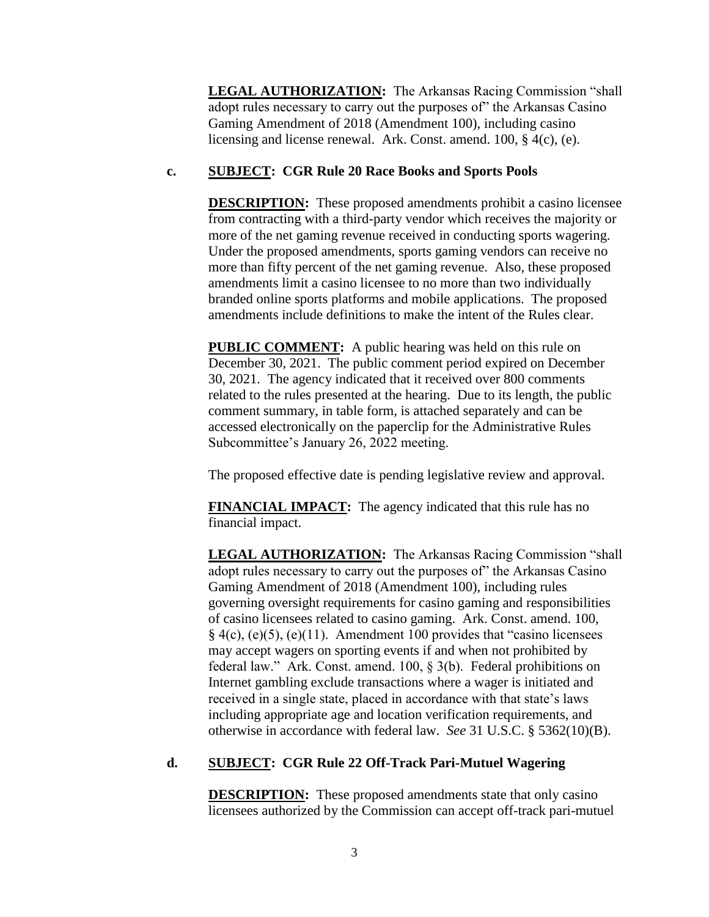**LEGAL AUTHORIZATION:** The Arkansas Racing Commission "shall adopt rules necessary to carry out the purposes of" the Arkansas Casino Gaming Amendment of 2018 (Amendment 100), including casino licensing and license renewal. Ark. Const. amend. 100, § 4(c), (e).

**c. SUBJECT: CGR Rule 20 Race Books and Sports Pools**

**DESCRIPTION:** These proposed amendments prohibit a casino licensee from contracting with a third-party vendor which receives the majority or more of the net gaming revenue received in conducting sports wagering. Under the proposed amendments, sports gaming vendors can receive no more than fifty percent of the net gaming revenue. Also, these proposed amendments limit a casino licensee to no more than two individually branded online sports platforms and mobile applications. The proposed amendments include definitions to make the intent of the Rules clear.

**PUBLIC COMMENT:** A public hearing was held on this rule on December 30, 2021. The public comment period expired on December 30, 2021. The agency indicated that it received over 800 comments related to the rules presented at the hearing. Due to its length, the public comment summary, in table form, is attached separately and can be accessed electronically on the paperclip for the Administrative Rules Subcommittee's January 26, 2022 meeting.

The proposed effective date is pending legislative review and approval.

**FINANCIAL IMPACT:** The agency indicated that this rule has no financial impact.

**LEGAL AUTHORIZATION:** The Arkansas Racing Commission "shall adopt rules necessary to carry out the purposes of" the Arkansas Casino Gaming Amendment of 2018 (Amendment 100), including rules governing oversight requirements for casino gaming and responsibilities of casino licensees related to casino gaming. Ark. Const. amend. 100, § 4(c), (e)(5), (e)(11). Amendment 100 provides that "casino licensees may accept wagers on sporting events if and when not prohibited by federal law." Ark. Const. amend. 100, § 3(b). Federal prohibitions on Internet gambling exclude transactions where a wager is initiated and received in a single state, placed in accordance with that state's laws including appropriate age and location verification requirements, and otherwise in accordance with federal law. *See* 31 U.S.C. § 5362(10)(B).

**d. SUBJECT: CGR Rule 22 Off-Track Pari-Mutuel Wagering**

**DESCRIPTION:** These proposed amendments state that only casino licensees authorized by the Commission can accept off-track pari-mutuel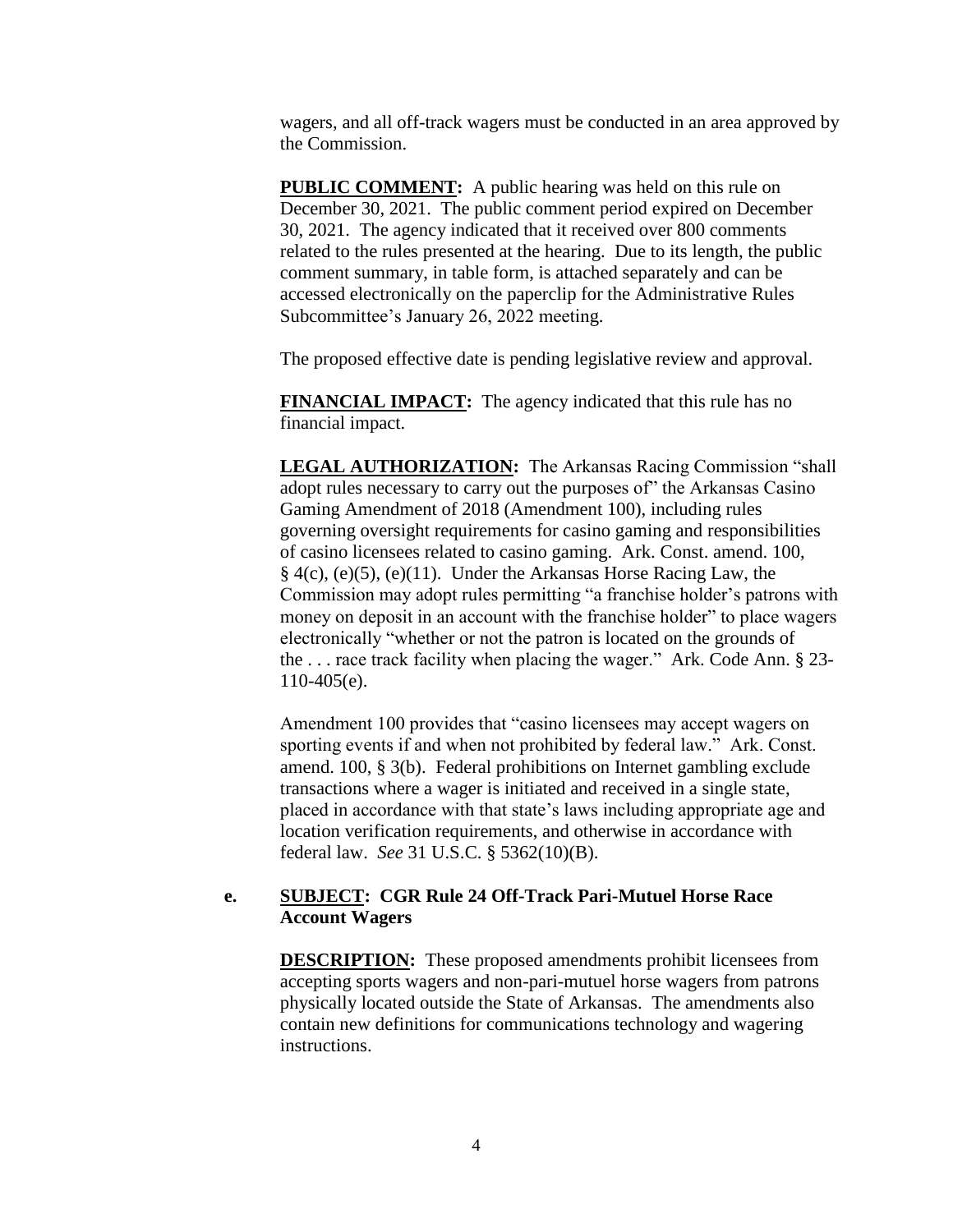wagers, and all off-track wagers must be conducted in an area approved by the Commission.

**PUBLIC COMMENT:** A public hearing was held on this rule on December 30, 2021. The public comment period expired on December 30, 2021. The agency indicated that it received over 800 comments related to the rules presented at the hearing. Due to its length, the public comment summary, in table form, is attached separately and can be accessed electronically on the paperclip for the Administrative Rules Subcommittee's January 26, 2022 meeting.

The proposed effective date is pending legislative review and approval.

**FINANCIAL IMPACT:** The agency indicated that this rule has no financial impact.

**LEGAL AUTHORIZATION:** The Arkansas Racing Commission "shall adopt rules necessary to carry out the purposes of" the Arkansas Casino Gaming Amendment of 2018 (Amendment 100), including rules governing oversight requirements for casino gaming and responsibilities of casino licensees related to casino gaming. Ark. Const. amend. 100, § 4(c), (e)(5), (e)(11). Under the Arkansas Horse Racing Law, the Commission may adopt rules permitting "a franchise holder's patrons with money on deposit in an account with the franchise holder" to place wagers electronically "whether or not the patron is located on the grounds of the . . . race track facility when placing the wager." Ark. Code Ann. § 23-110-405(e).

Amendment 100 provides that "casino licensees may accept wagers on sporting events if and when not prohibited by federal law." Ark. Const. amend. 100, § 3(b). Federal prohibitions on Internet gambling exclude transactions where a wager is initiated and received in a single state, placed in accordance with that state's laws including appropriate age and location verification requirements, and otherwise in accordance with federal law. *See* 31 U.S.C. § 5362(10)(B).

**e. SUBJECT: CGR Rule 24 Off-Track Pari-Mutuel Horse Race Account Wagers**

**DESCRIPTION:** These proposed amendments prohibit licensees from accepting sports wagers and non-pari-mutuel horse wagers from patrons physically located outside the State of Arkansas. The amendments also contain new definitions for communications technology and wagering instructions.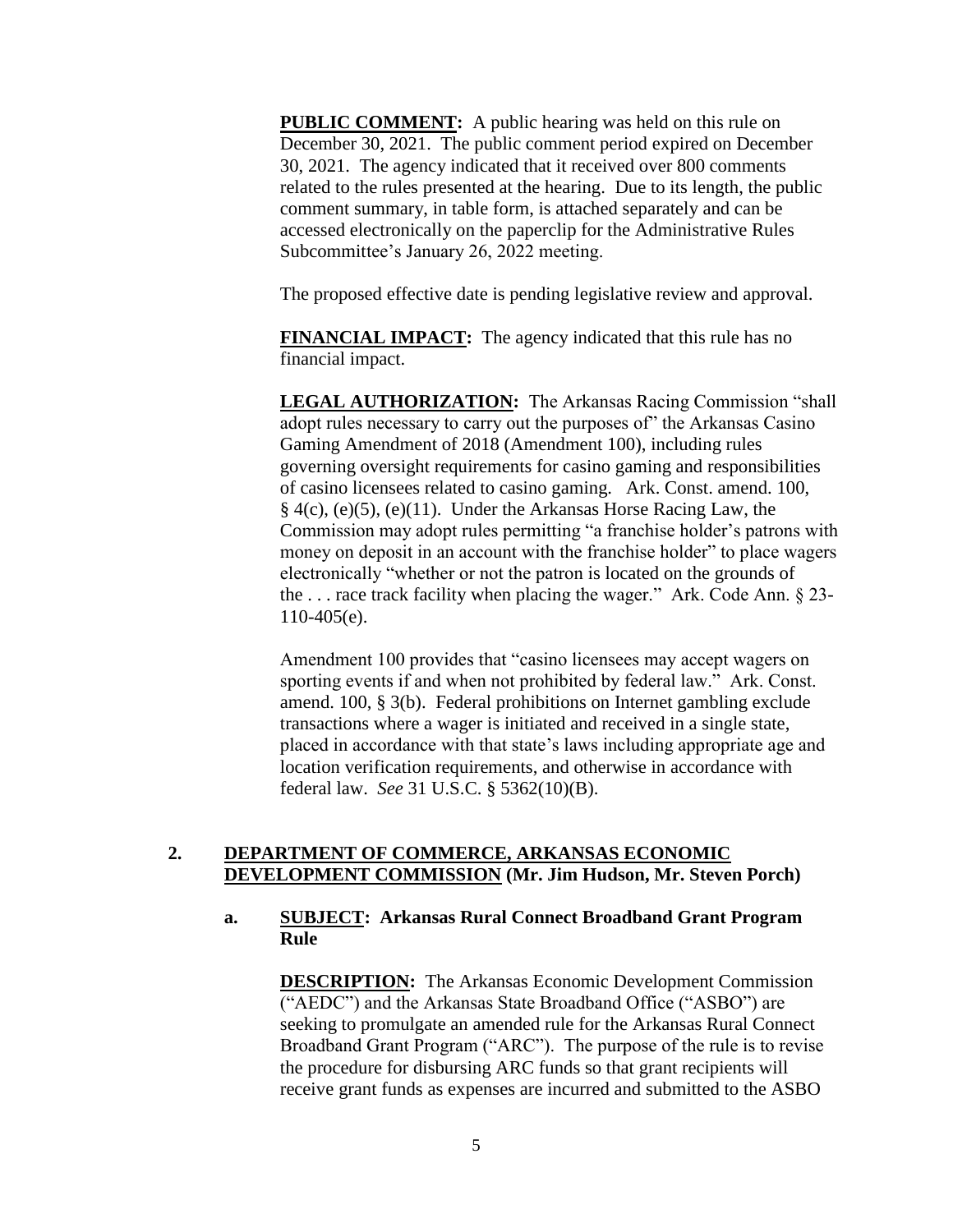**PUBLIC COMMENT:** A public hearing was held on this rule on December 30, 2021. The public comment period expired on December 30, 2021. The agency indicated that it received over 800 comments related to the rules presented at the hearing. Due to its length, the public comment summary, in table form, is attached separately and can be accessed electronically on the paperclip for the Administrative Rules Subcommittee's January 26, 2022 meeting.

The proposed effective date is pending legislative review and approval.

**FINANCIAL IMPACT:** The agency indicated that this rule has no financial impact.

**LEGAL AUTHORIZATION:** The Arkansas Racing Commission "shall adopt rules necessary to carry out the purposes of" the Arkansas Casino Gaming Amendment of 2018 (Amendment 100), including rules governing oversight requirements for casino gaming and responsibilities of casino licensees related to casino gaming. Ark. Const. amend. 100, § 4(c), (e)(5), (e)(11). Under the Arkansas Horse Racing Law, the Commission may adopt rules permitting "a franchise holder's patrons with money on deposit in an account with the franchise holder" to place wagers electronically "whether or not the patron is located on the grounds of the . . . race track facility when placing the wager." Ark. Code Ann. § 23-110-405(e).

Amendment 100 provides that "casino licensees may accept wagers on sporting events if and when not prohibited by federal law." Ark. Const. amend. 100, § 3(b). Federal prohibitions on Internet gambling exclude transactions where a wager is initiated and received in a single state, placed in accordance with that state's laws including appropriate age and location verification requirements, and otherwise in accordance with federal law. *See* 31 U.S.C. § 5362(10)(B).

## 2. DEPARTMENT OF COMMERCE, ARKANSAS ECONOMIC DEVELOPMENT COMMISSION (Mr. Jim Hudson, Mr. Steven Porch)

### a. SUBJECT: Arkansas Rural Connect Broadband Grant Program Rule

**DESCRIPTION:** The Arkansas Economic Development Commission ("AEDC") and the Arkansas State Broadband Office ("ASBO") are seeking to promulgate an amended rule for the Arkansas Rural Connect Broadband Grant Program ("ARC"). The purpose of the rule is to revise the procedure for disbursing ARC funds so that grant recipients will receive grant funds as expenses are incurred and submitted to the ASBO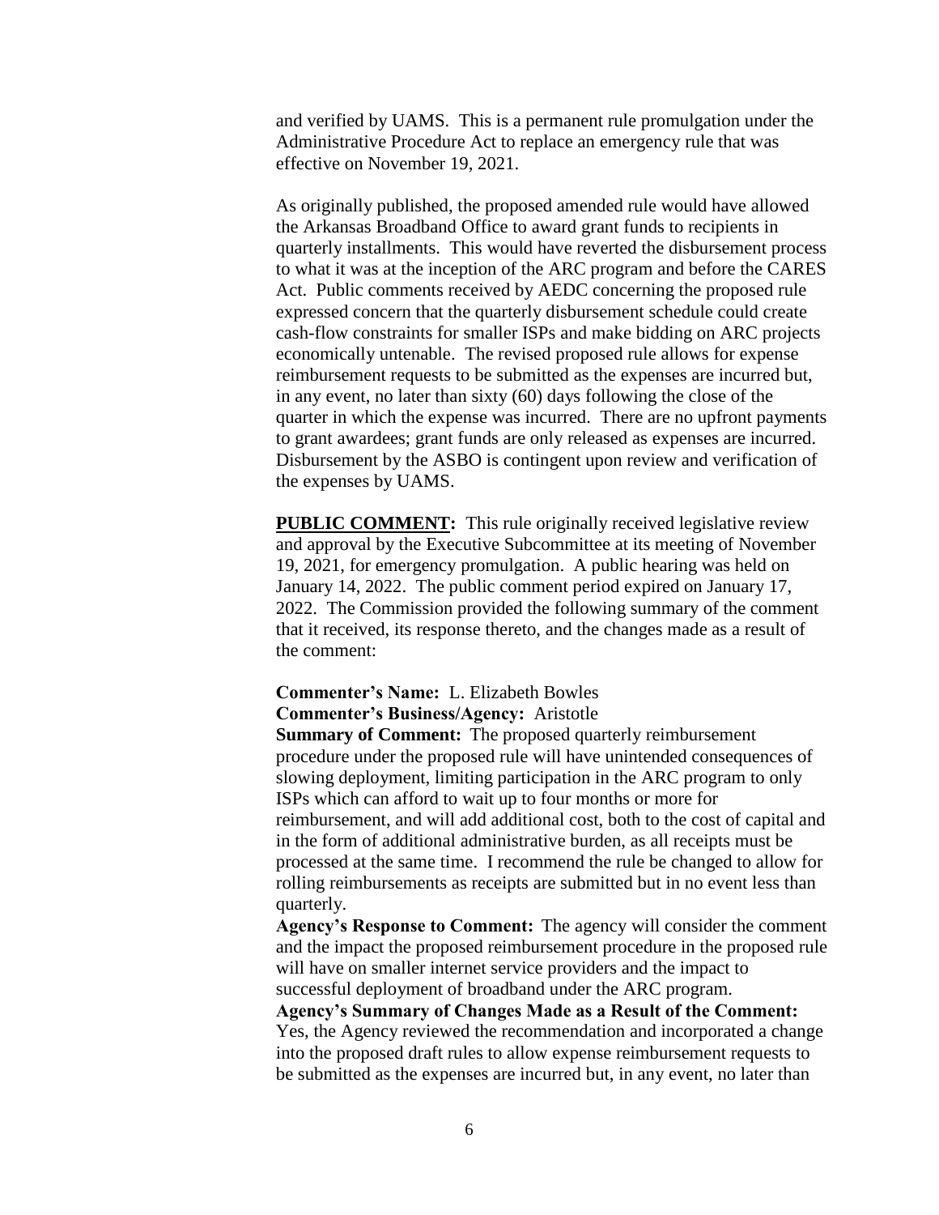and verified by UAMS. This is a permanent rule promulgation under the Administrative Procedure Act to replace an emergency rule that was effective on November 19, 2021.

As originally published, the proposed amended rule would have allowed the Arkansas Broadband Office to award grant funds to recipients in quarterly installments. This would have reverted the disbursement process to what it was at the inception of the ARC program and before the CARES Act. Public comments received by AEDC concerning the proposed rule expressed concern that the quarterly disbursement schedule could create cash-flow constraints for smaller ISPs and make bidding on ARC projects economically untenable. The revised proposed rule allows for expense reimbursement requests to be submitted as the expenses are incurred but, in any event, no later than sixty (60) days following the close of the quarter in which the expense was incurred. There are no upfront payments to grant awardees; grant funds are only released as expenses are incurred. Disbursement by the ASBO is contingent upon review and verification of the expenses by UAMS.

**PUBLIC COMMENT:** This rule originally received legislative review and approval by the Executive Subcommittee at its meeting of November 19, 2021, for emergency promulgation. A public hearing was held on January 14, 2022. The public comment period expired on January 17, 2022. The Commission provided the following summary of the comment that it received, its response thereto, and the changes made as a result of the comment:

**Commenter's Name:** L. Elizabeth Bowles
**Commenter's Business/Agency:** Aristotle
**Summary of Comment:** The proposed quarterly reimbursement procedure under the proposed rule will have unintended consequences of slowing deployment, limiting participation in the ARC program to only ISPs which can afford to wait up to four months or more for reimbursement, and will add additional cost, both to the cost of capital and in the form of additional administrative burden, as all receipts must be processed at the same time. I recommend the rule be changed to allow for rolling reimbursements as receipts are submitted but in no event less than quarterly.
**Agency's Response to Comment:** The agency will consider the comment and the impact the proposed reimbursement procedure in the proposed rule will have on smaller internet service providers and the impact to successful deployment of broadband under the ARC program.
**Agency's Summary of Changes Made as a Result of the Comment:** Yes, the Agency reviewed the recommendation and incorporated a change into the proposed draft rules to allow expense reimbursement requests to be submitted as the expenses are incurred but, in any event, no later than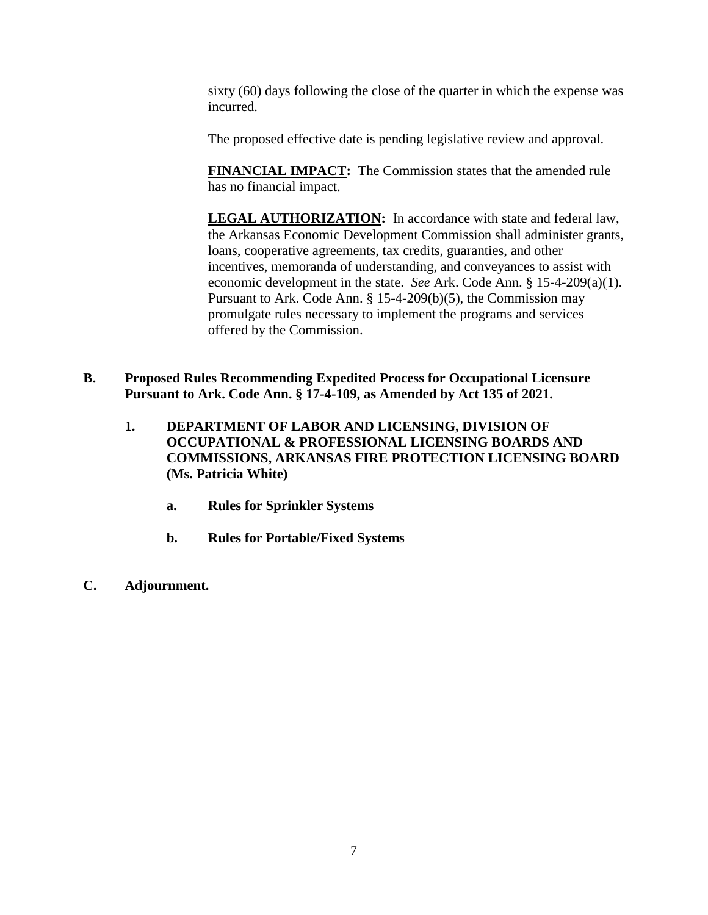sixty (60) days following the close of the quarter in which the expense was incurred.

The proposed effective date is pending legislative review and approval.

**FINANCIAL IMPACT:** The Commission states that the amended rule has no financial impact.

**LEGAL AUTHORIZATION:** In accordance with state and federal law, the Arkansas Economic Development Commission shall administer grants, loans, cooperative agreements, tax credits, guaranties, and other incentives, memoranda of understanding, and conveyances to assist with economic development in the state. *See* Ark. Code Ann. § 15-4-209(a)(1). Pursuant to Ark. Code Ann. § 15-4-209(b)(5), the Commission may promulgate rules necessary to implement the programs and services offered by the Commission.

**B. Proposed Rules Recommending Expedited Process for Occupational Licensure Pursuant to Ark. Code Ann. § 17-4-109, as Amended by Act 135 of 2021.**

**1. DEPARTMENT OF LABOR AND LICENSING, DIVISION OF OCCUPATIONAL & PROFESSIONAL LICENSING BOARDS AND COMMISSIONS, ARKANSAS FIRE PROTECTION LICENSING BOARD (Ms. Patricia White)**

**a. Rules for Sprinkler Systems**

**b. Rules for Portable/Fixed Systems**

**C. Adjournment.**